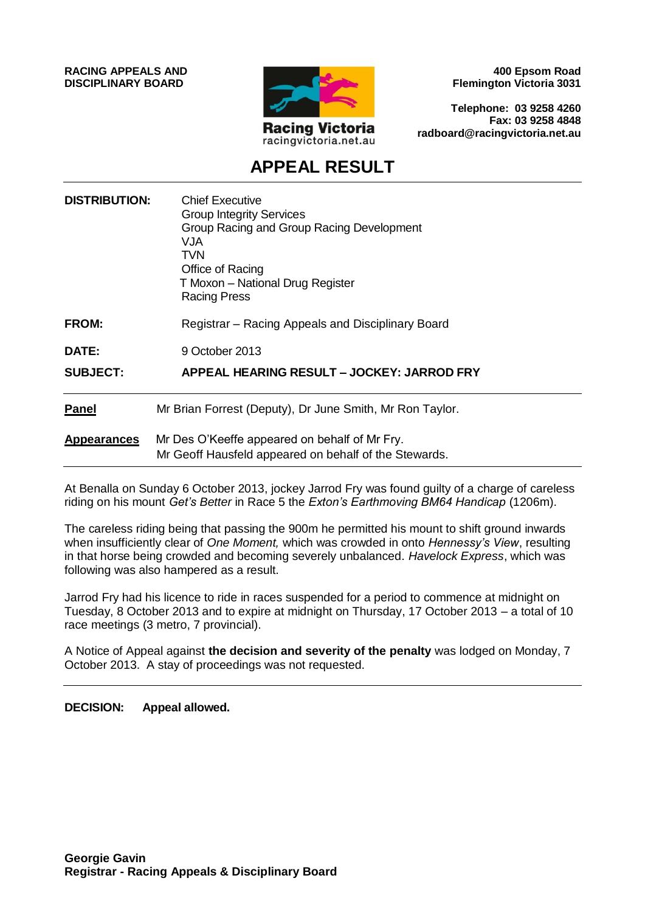**RACING APPEALS AND DISCIPLINARY BOARD**

Racing Victoria
racingvictoria.net.au

**400 Epsom Road**
**Flemington Victoria 3031**

**Telephone: 03 9258 4260**
**Fax: 03 9258 4848**
**radboard@racingvictoria.net.au**

# APPEAL RESULT

**DISTRIBUTION:** Chief Executive
Group Integrity Services
Group Racing and Group Racing Development
VJA
TVN
Office of Racing
T Moxon – National Drug Register
Racing Press

**FROM:** Registrar – Racing Appeals and Disciplinary Board

**DATE:** 9 October 2013

**SUBJECT:** **APPEAL HEARING RESULT – JOCKEY: JARROD FRY**

---

**Panel** Mr Brian Forrest (Deputy), Dr June Smith, Mr Ron Taylor.

**Appearances** Mr Des O'Keeffe appeared on behalf of Mr Fry.
Mr Geoff Hausfeld appeared on behalf of the Stewards.

---

At Benalla on Sunday 6 October 2013, jockey Jarrod Fry was found guilty of a charge of careless riding on his mount *Get's Better* in Race 5 the *Exton's Earthmoving BM64 Handicap* (1206m).

The careless riding being that passing the 900m he permitted his mount to shift ground inwards when insufficiently clear of *One Moment,* which was crowded in onto *Hennessy's View*, resulting in that horse being crowded and becoming severely unbalanced. *Havelock Express*, which was following was also hampered as a result.

Jarrod Fry had his licence to ride in races suspended for a period to commence at midnight on Tuesday, 8 October 2013 and to expire at midnight on Thursday, 17 October 2013 – a total of 10 race meetings (3 metro, 7 provincial).

A Notice of Appeal against **the decision and severity of the penalty** was lodged on Monday, 7 October 2013. A stay of proceedings was not requested.

---

**DECISION: Appeal allowed.**

**Georgie Gavin**
**Registrar - Racing Appeals & Disciplinary Board**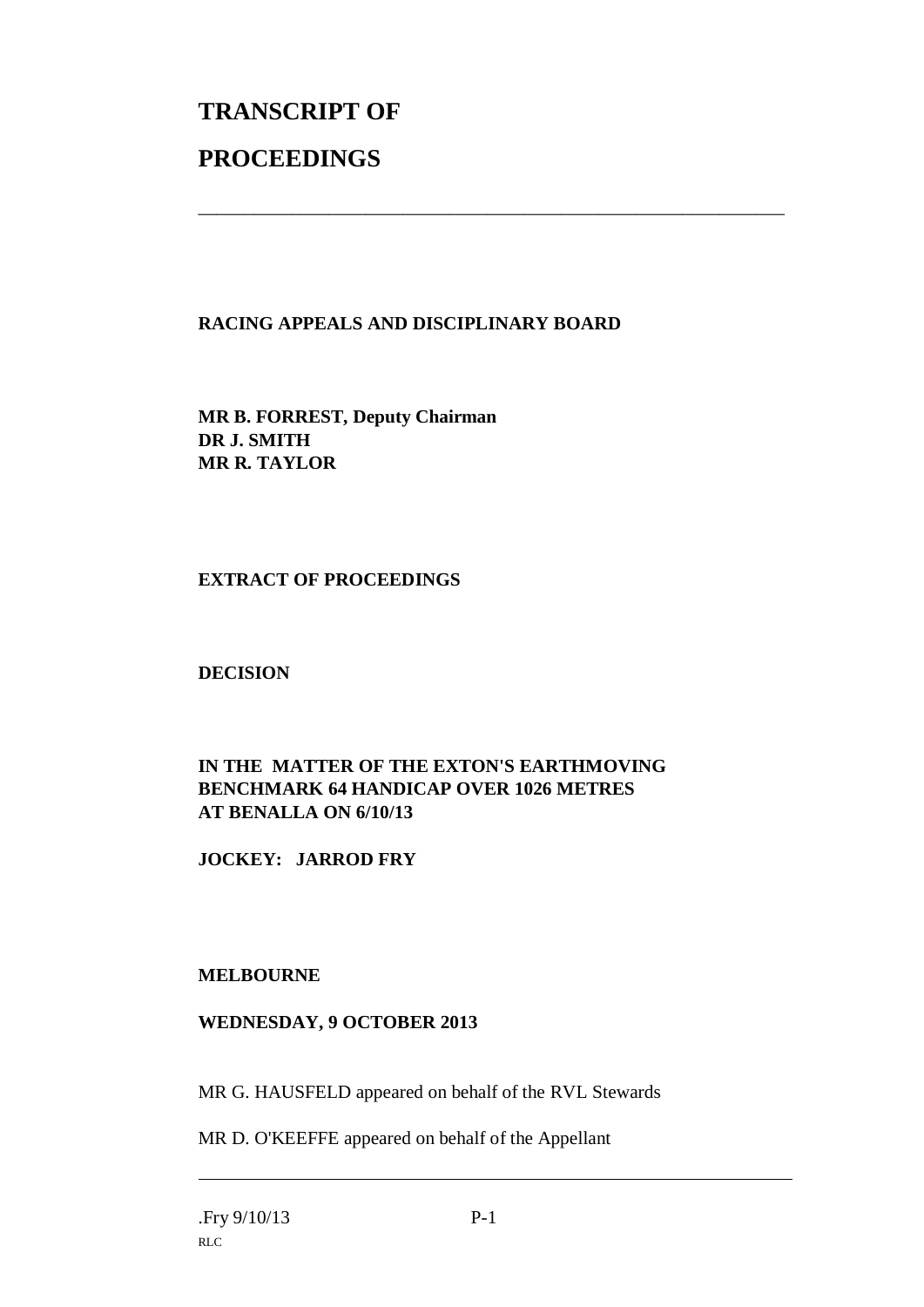# TRANSCRIPT OF

# PROCEEDINGS

---

**RACING APPEALS AND DISCIPLINARY BOARD**

**MR B. FORREST, Deputy Chairman**
**DR J. SMITH**
**MR R. TAYLOR**

**EXTRACT OF PROCEEDINGS**

**DECISION**

**IN THE MATTER OF THE EXTON'S EARTHMOVING BENCHMARK 64 HANDICAP OVER 1026 METRES AT BENALLA ON 6/10/13**

**JOCKEY: JARROD FRY**

**MELBOURNE**

**WEDNESDAY, 9 OCTOBER 2013**

MR G. HAUSFELD appeared on behalf of the RVL Stewards

MR D. O'KEEFFE appeared on behalf of the Appellant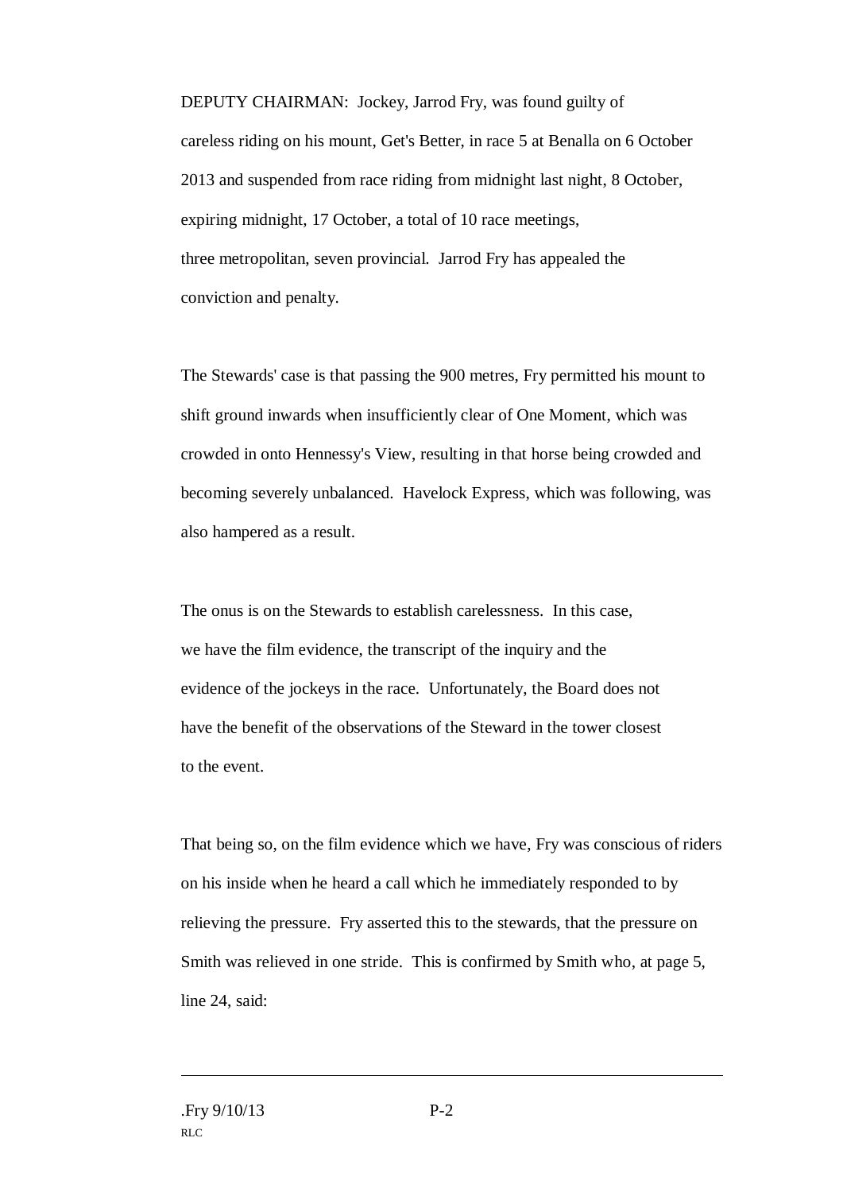DEPUTY CHAIRMAN: Jockey, Jarrod Fry, was found guilty of careless riding on his mount, Get's Better, in race 5 at Benalla on 6 October 2013 and suspended from race riding from midnight last night, 8 October, expiring midnight, 17 October, a total of 10 race meetings, three metropolitan, seven provincial. Jarrod Fry has appealed the conviction and penalty.

The Stewards' case is that passing the 900 metres, Fry permitted his mount to shift ground inwards when insufficiently clear of One Moment, which was crowded in onto Hennessy's View, resulting in that horse being crowded and becoming severely unbalanced. Havelock Express, which was following, was also hampered as a result.

The onus is on the Stewards to establish carelessness. In this case, we have the film evidence, the transcript of the inquiry and the evidence of the jockeys in the race. Unfortunately, the Board does not have the benefit of the observations of the Steward in the tower closest to the event.

That being so, on the film evidence which we have, Fry was conscious of riders on his inside when he heard a call which he immediately responded to by relieving the pressure. Fry asserted this to the stewards, that the pressure on Smith was relieved in one stride. This is confirmed by Smith who, at page 5, line 24, said: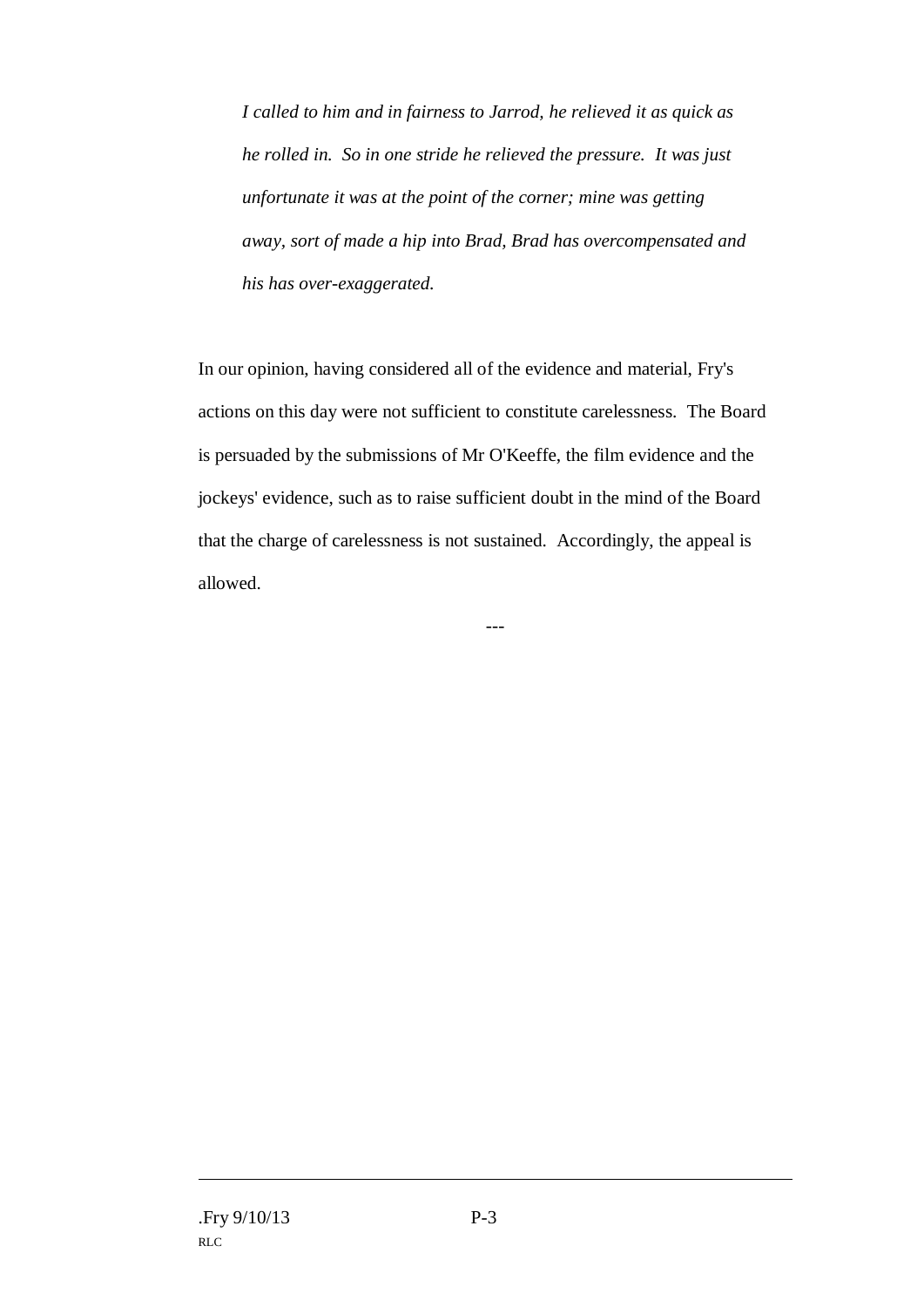*I called to him and in fairness to Jarrod, he relieved it as quick as he rolled in. So in one stride he relieved the pressure. It was just unfortunate it was at the point of the corner; mine was getting away, sort of made a hip into Brad, Brad has overcompensated and his has over-exaggerated.*

In our opinion, having considered all of the evidence and material, Fry's actions on this day were not sufficient to constitute carelessness. The Board is persuaded by the submissions of Mr O'Keeffe, the film evidence and the jockeys' evidence, such as to raise sufficient doubt in the mind of the Board that the charge of carelessness is not sustained. Accordingly, the appeal is allowed.

---